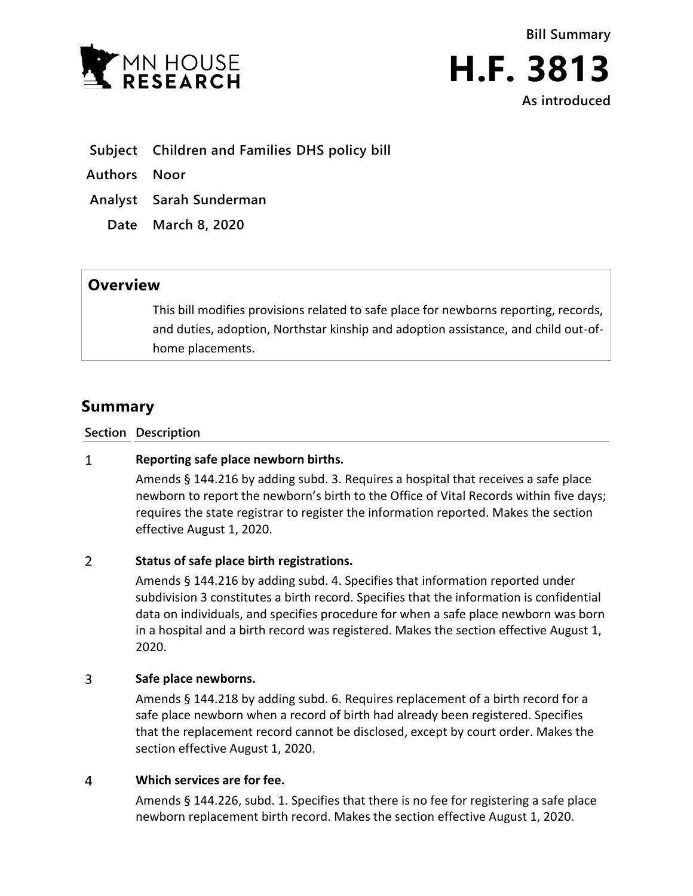MN HOUSE RESEARCH

# Bill Summary

# H.F. 3813

**As introduced**

**Subject** Children and Families DHS policy bill

**Authors** Noor

**Analyst** Sarah Sunderman

**Date** March 8, 2020

## Overview

This bill modifies provisions related to safe place for newborns reporting, records, and duties, adoption, Northstar kinship and adoption assistance, and child out-of-home placements.

## Summary

| Section | Description |
|---|---|
| 1 | **Reporting safe place newborn births.**<br>Amends § 144.216 by adding subd. 3. Requires a hospital that receives a safe place newborn to report the newborn's birth to the Office of Vital Records within five days; requires the state registrar to register the information reported. Makes the section effective August 1, 2020. |
| 2 | **Status of safe place birth registrations.**<br>Amends § 144.216 by adding subd. 4. Specifies that information reported under subdivision 3 constitutes a birth record. Specifies that the information is confidential data on individuals, and specifies procedure for when a safe place newborn was born in a hospital and a birth record was registered. Makes the section effective August 1, 2020. |
| 3 | **Safe place newborns.**<br>Amends § 144.218 by adding subd. 6. Requires replacement of a birth record for a safe place newborn when a record of birth had already been registered. Specifies that the replacement record cannot be disclosed, except by court order. Makes the section effective August 1, 2020. |
| 4 | **Which services are for fee.**<br>Amends § 144.226, subd. 1. Specifies that there is no fee for registering a safe place newborn replacement birth record. Makes the section effective August 1, 2020. |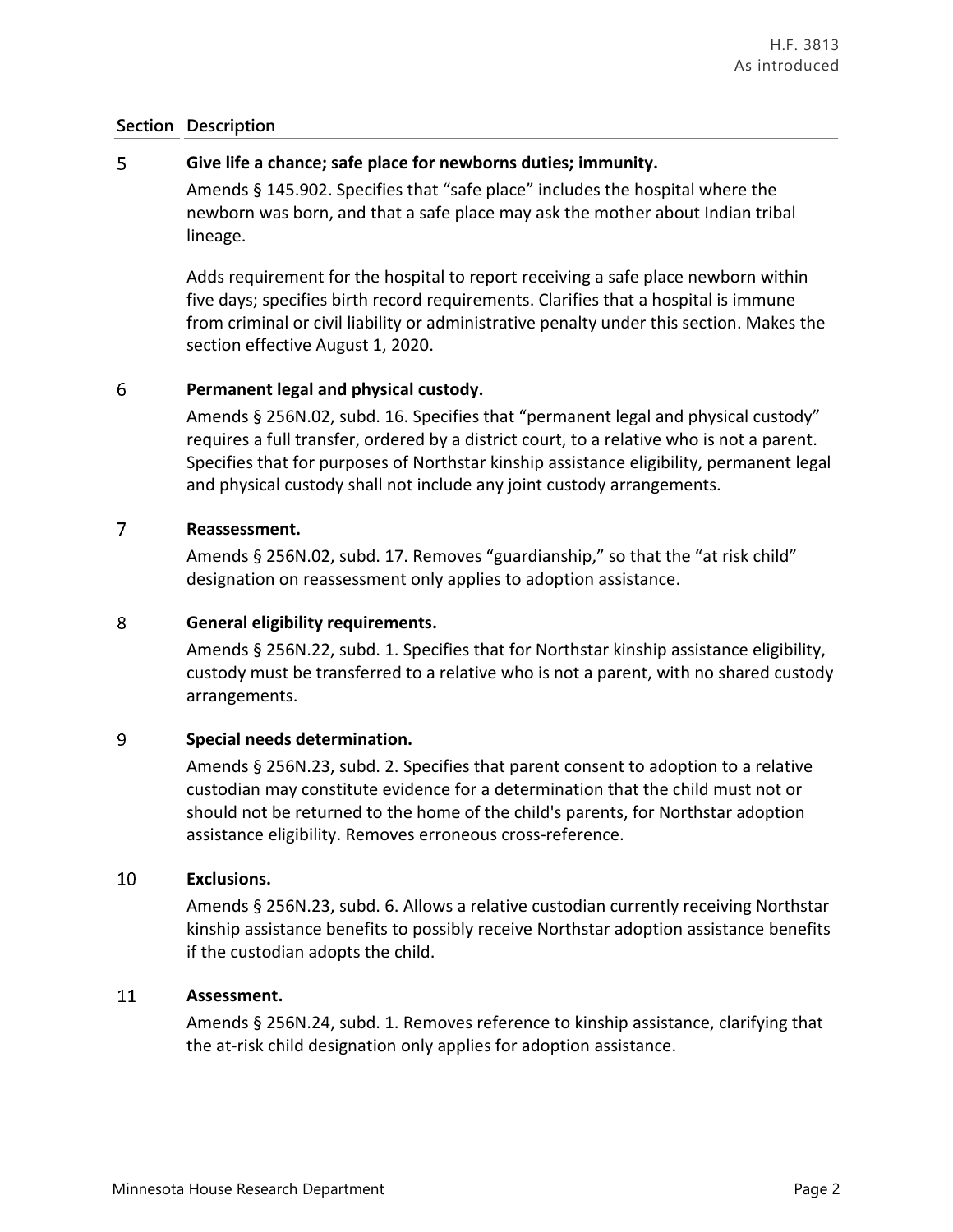| Section | Description |
|---|---|
| 5 | **Give life a chance; safe place for newborns duties; immunity.**<br>Amends § 145.902. Specifies that "safe place" includes the hospital where the newborn was born, and that a safe place may ask the mother about Indian tribal lineage.<br><br>Adds requirement for the hospital to report receiving a safe place newborn within five days; specifies birth record requirements. Clarifies that a hospital is immune from criminal or civil liability or administrative penalty under this section. Makes the section effective August 1, 2020. |
| 6 | **Permanent legal and physical custody.**<br>Amends § 256N.02, subd. 16. Specifies that "permanent legal and physical custody" requires a full transfer, ordered by a district court, to a relative who is not a parent. Specifies that for purposes of Northstar kinship assistance eligibility, permanent legal and physical custody shall not include any joint custody arrangements. |
| 7 | **Reassessment.**<br>Amends § 256N.02, subd. 17. Removes "guardianship," so that the "at risk child" designation on reassessment only applies to adoption assistance. |
| 8 | **General eligibility requirements.**<br>Amends § 256N.22, subd. 1. Specifies that for Northstar kinship assistance eligibility, custody must be transferred to a relative who is not a parent, with no shared custody arrangements. |
| 9 | **Special needs determination.**<br>Amends § 256N.23, subd. 2. Specifies that parent consent to adoption to a relative custodian may constitute evidence for a determination that the child must not or should not be returned to the home of the child's parents, for Northstar adoption assistance eligibility. Removes erroneous cross-reference. |
| 10 | **Exclusions.**<br>Amends § 256N.23, subd. 6. Allows a relative custodian currently receiving Northstar kinship assistance benefits to possibly receive Northstar adoption assistance benefits if the custodian adopts the child. |
| 11 | **Assessment.**<br>Amends § 256N.24, subd. 1. Removes reference to kinship assistance, clarifying that the at-risk child designation only applies for adoption assistance. |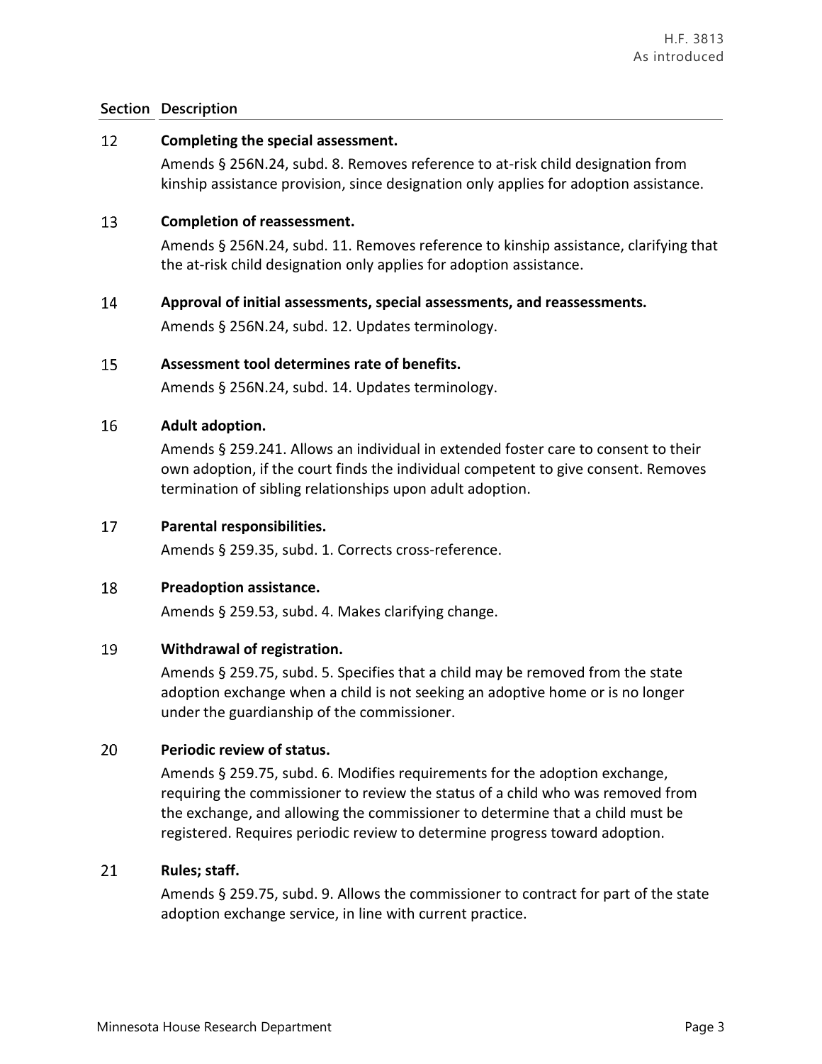| Section | Description |
|---|---|
| 12 | **Completing the special assessment.**<br>Amends § 256N.24, subd. 8. Removes reference to at-risk child designation from kinship assistance provision, since designation only applies for adoption assistance. |
| 13 | **Completion of reassessment.**<br>Amends § 256N.24, subd. 11. Removes reference to kinship assistance, clarifying that the at-risk child designation only applies for adoption assistance. |
| 14 | **Approval of initial assessments, special assessments, and reassessments.**<br>Amends § 256N.24, subd. 12. Updates terminology. |
| 15 | **Assessment tool determines rate of benefits.**<br>Amends § 256N.24, subd. 14. Updates terminology. |
| 16 | **Adult adoption.**<br>Amends § 259.241. Allows an individual in extended foster care to consent to their own adoption, if the court finds the individual competent to give consent. Removes termination of sibling relationships upon adult adoption. |
| 17 | **Parental responsibilities.**<br>Amends § 259.35, subd. 1. Corrects cross-reference. |
| 18 | **Preadoption assistance.**<br>Amends § 259.53, subd. 4. Makes clarifying change. |
| 19 | **Withdrawal of registration.**<br>Amends § 259.75, subd. 5. Specifies that a child may be removed from the state adoption exchange when a child is not seeking an adoptive home or is no longer under the guardianship of the commissioner. |
| 20 | **Periodic review of status.**<br>Amends § 259.75, subd. 6. Modifies requirements for the adoption exchange, requiring the commissioner to review the status of a child who was removed from the exchange, and allowing the commissioner to determine that a child must be registered. Requires periodic review to determine progress toward adoption. |
| 21 | **Rules; staff.**<br>Amends § 259.75, subd. 9. Allows the commissioner to contract for part of the state adoption exchange service, in line with current practice. |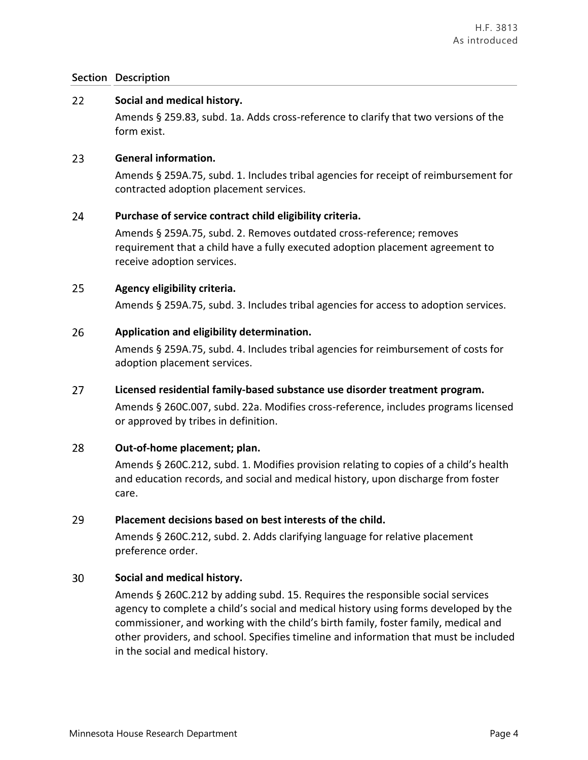| Section | Description |
|---|---|
| 22 | **Social and medical history.**<br>Amends § 259.83, subd. 1a. Adds cross-reference to clarify that two versions of the form exist. |
| 23 | **General information.**<br>Amends § 259A.75, subd. 1. Includes tribal agencies for receipt of reimbursement for contracted adoption placement services. |
| 24 | **Purchase of service contract child eligibility criteria.**<br>Amends § 259A.75, subd. 2. Removes outdated cross-reference; removes requirement that a child have a fully executed adoption placement agreement to receive adoption services. |
| 25 | **Agency eligibility criteria.**<br>Amends § 259A.75, subd. 3. Includes tribal agencies for access to adoption services. |
| 26 | **Application and eligibility determination.**<br>Amends § 259A.75, subd. 4. Includes tribal agencies for reimbursement of costs for adoption placement services. |
| 27 | **Licensed residential family-based substance use disorder treatment program.**<br>Amends § 260C.007, subd. 22a. Modifies cross-reference, includes programs licensed or approved by tribes in definition. |
| 28 | **Out-of-home placement; plan.**<br>Amends § 260C.212, subd. 1. Modifies provision relating to copies of a child's health and education records, and social and medical history, upon discharge from foster care. |
| 29 | **Placement decisions based on best interests of the child.**<br>Amends § 260C.212, subd. 2. Adds clarifying language for relative placement preference order. |
| 30 | **Social and medical history.**<br>Amends § 260C.212 by adding subd. 15. Requires the responsible social services agency to complete a child's social and medical history using forms developed by the commissioner, and working with the child's birth family, foster family, medical and other providers, and school. Specifies timeline and information that must be included in the social and medical history. |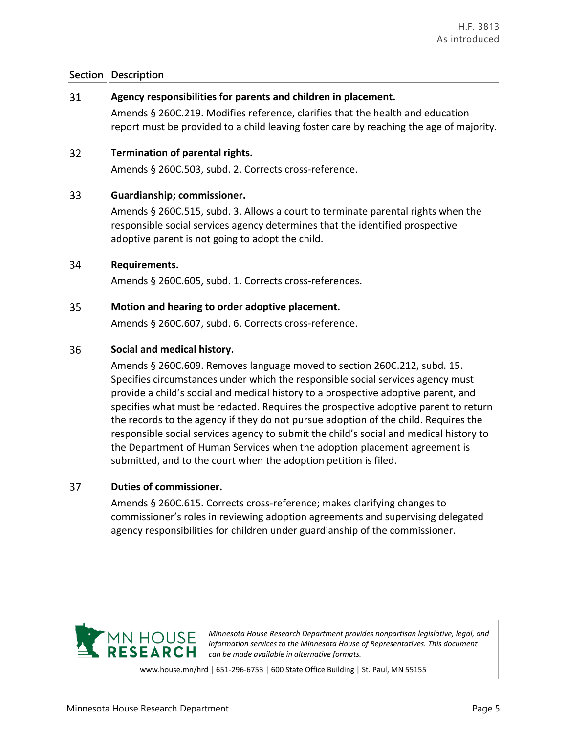| Section | Description |
|---|---|
| 31 | **Agency responsibilities for parents and children in placement.** Amends § 260C.219. Modifies reference, clarifies that the health and education report must be provided to a child leaving foster care by reaching the age of majority. |
| 32 | **Termination of parental rights.** Amends § 260C.503, subd. 2. Corrects cross-reference. |
| 33 | **Guardianship; commissioner.** Amends § 260C.515, subd. 3. Allows a court to terminate parental rights when the responsible social services agency determines that the identified prospective adoptive parent is not going to adopt the child. |
| 34 | **Requirements.** Amends § 260C.605, subd. 1. Corrects cross-references. |
| 35 | **Motion and hearing to order adoptive placement.** Amends § 260C.607, subd. 6. Corrects cross-reference. |
| 36 | **Social and medical history.** Amends § 260C.609. Removes language moved to section 260C.212, subd. 15. Specifies circumstances under which the responsible social services agency must provide a child's social and medical history to a prospective adoptive parent, and specifies what must be redacted. Requires the prospective adoptive parent to return the records to the agency if they do not pursue adoption of the child. Requires the responsible social services agency to submit the child's social and medical history to the Department of Human Services when the adoption placement agreement is submitted, and to the court when the adoption petition is filed. |
| 37 | **Duties of commissioner.** Amends § 260C.615. Corrects cross-reference; makes clarifying changes to commissioner's roles in reviewing adoption agreements and supervising delegated agency responsibilities for children under guardianship of the commissioner. |

MN HOUSE RESEARCH

*Minnesota House Research Department provides nonpartisan legislative, legal, and information services to the Minnesota House of Representatives. This document can be made available in alternative formats.*

www.house.mn/hrd | 651-296-6753 | 600 State Office Building | St. Paul, MN 55155